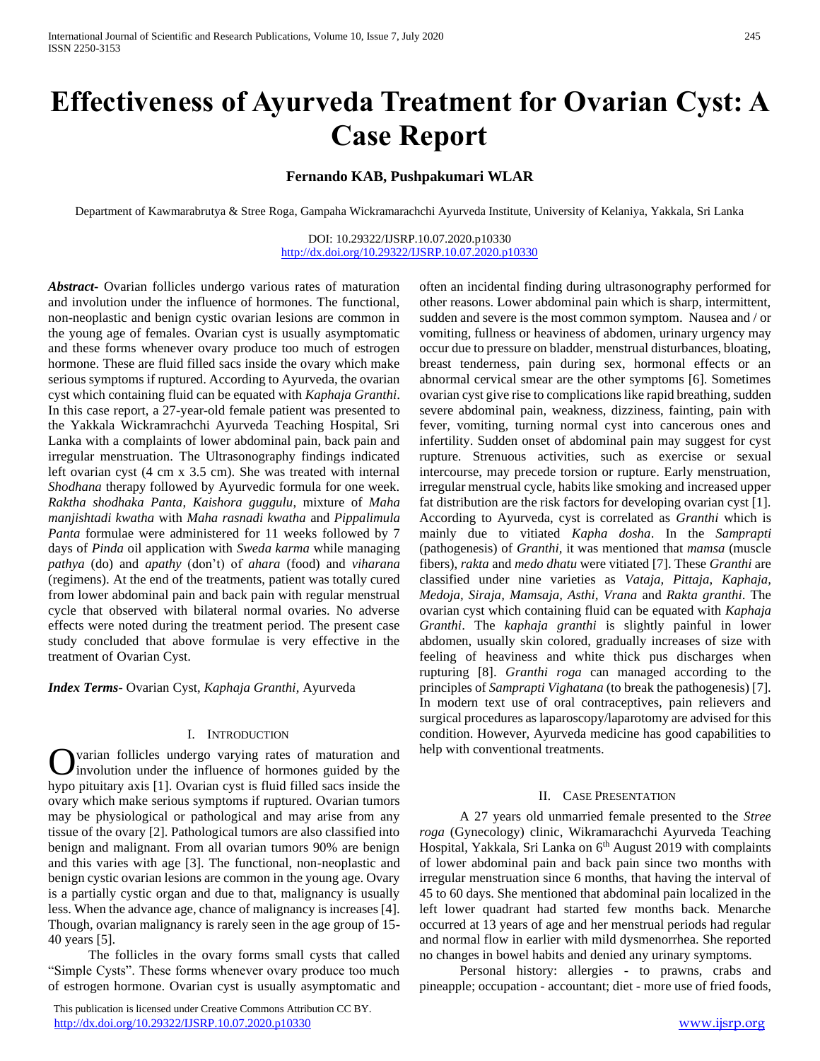# Effectiveness of Ayurveda Treatment for Ovarian Cyst: A Case Report

**Fernando KAB, Pushpakumari WLAR**

Department of Kawmarabrutya & Stree Roga, Gampaha Wickramarachchi Ayurveda Institute, University of Kelaniya, Yakkala, Sri Lanka

DOI: 10.29322/IJSRP.10.07.2020.p10330
http://dx.doi.org/10.29322/IJSRP.10.07.2020.p10330

***Abstract***- Ovarian follicles undergo various rates of maturation and involution under the influence of hormones. The functional, non-neoplastic and benign cystic ovarian lesions are common in the young age of females. Ovarian cyst is usually asymptomatic and these forms whenever ovary produce too much of estrogen hormone. These are fluid filled sacs inside the ovary which make serious symptoms if ruptured. According to Ayurveda, the ovarian cyst which containing fluid can be equated with *Kaphaja Granthi*. In this case report, a 27-year-old female patient was presented to the Yakkala Wickramrachchi Ayurveda Teaching Hospital, Sri Lanka with a complaints of lower abdominal pain, back pain and irregular menstruation. The Ultrasonography findings indicated left ovarian cyst (4 cm x 3.5 cm). She was treated with internal *Shodhana* therapy followed by Ayurvedic formula for one week. *Raktha shodhaka Panta*, *Kaishora guggulu*, mixture of *Maha manjishtadi kwatha* with *Maha rasnadi kwatha* and *Pippalimula Panta* formulae were administered for 11 weeks followed by 7 days of *Pinda* oil application with *Sweda karma* while managing *pathya* (do) and *apathy* (don't) of *ahara* (food) and *viharana* (regimens). At the end of the treatments, patient was totally cured from lower abdominal pain and back pain with regular menstrual cycle that observed with bilateral normal ovaries. No adverse effects were noted during the treatment period. The present case study concluded that above formulae is very effective in the treatment of Ovarian Cyst.

***Index Terms***- Ovarian Cyst, *Kaphaja Granthi*, Ayurveda

## I. Introduction

Ovarian follicles undergo varying rates of maturation and involution under the influence of hormones guided by the hypo pituitary axis [1]. Ovarian cyst is fluid filled sacs inside the ovary which make serious symptoms if ruptured. Ovarian tumors may be physiological or pathological and may arise from any tissue of the ovary [2]. Pathological tumors are also classified into benign and malignant. From all ovarian tumors 90% are benign and this varies with age [3]. The functional, non-neoplastic and benign cystic ovarian lesions are common in the young age. Ovary is a partially cystic organ and due to that, malignancy is usually less. When the advance age, chance of malignancy is increases [4]. Though, ovarian malignancy is rarely seen in the age group of 15-40 years [5].

The follicles in the ovary forms small cysts that called "Simple Cysts". These forms whenever ovary produce too much of estrogen hormone. Ovarian cyst is usually asymptomatic and often an incidental finding during ultrasonography performed for other reasons. Lower abdominal pain which is sharp, intermittent, sudden and severe is the most common symptom. Nausea and / or vomiting, fullness or heaviness of abdomen, urinary urgency may occur due to pressure on bladder, menstrual disturbances, bloating, breast tenderness, pain during sex, hormonal effects or an abnormal cervical smear are the other symptoms [6]. Sometimes ovarian cyst give rise to complications like rapid breathing, sudden severe abdominal pain, weakness, dizziness, fainting, pain with fever, vomiting, turning normal cyst into cancerous ones and infertility. Sudden onset of abdominal pain may suggest for cyst rupture. Strenuous activities, such as exercise or sexual intercourse, may precede torsion or rupture. Early menstruation, irregular menstrual cycle, habits like smoking and increased upper fat distribution are the risk factors for developing ovarian cyst [1]. According to Ayurveda, cyst is correlated as *Granthi* which is mainly due to vitiated *Kapha dosha*. In the *Samprapti* (pathogenesis) of *Granthi*, it was mentioned that *mamsa* (muscle fibers), *rakta* and *medo dhatu* were vitiated [7]. These *Granthi* are classified under nine varieties as *Vataja, Pittaja, Kaphaja, Medoja, Siraja, Mamsaja, Asthi, Vrana* and *Rakta granthi*. The ovarian cyst which containing fluid can be equated with *Kaphaja Granthi*. The *kaphaja granthi* is slightly painful in lower abdomen, usually skin colored, gradually increases of size with feeling of heaviness and white thick pus discharges when rupturing [8]. *Granthi roga* can managed according to the principles of *Samprapti Vighatana* (to break the pathogenesis) [7]. In modern text use of oral contraceptives, pain relievers and surgical procedures as laparoscopy/laparotomy are advised for this condition. However, Ayurveda medicine has good capabilities to help with conventional treatments.

## II. Case Presentation

A 27 years old unmarried female presented to the *Stree roga* (Gynecology) clinic, Wikramarachchi Ayurveda Teaching Hospital, Yakkala, Sri Lanka on 6th August 2019 with complaints of lower abdominal pain and back pain since two months with irregular menstruation since 6 months, that having the interval of 45 to 60 days. She mentioned that abdominal pain localized in the left lower quadrant had started few months back. Menarche occurred at 13 years of age and her menstrual periods had regular and normal flow in earlier with mild dysmenorrhea. She reported no changes in bowel habits and denied any urinary symptoms.

Personal history: allergies - to prawns, crabs and pineapple; occupation - accountant; diet - more use of fried foods,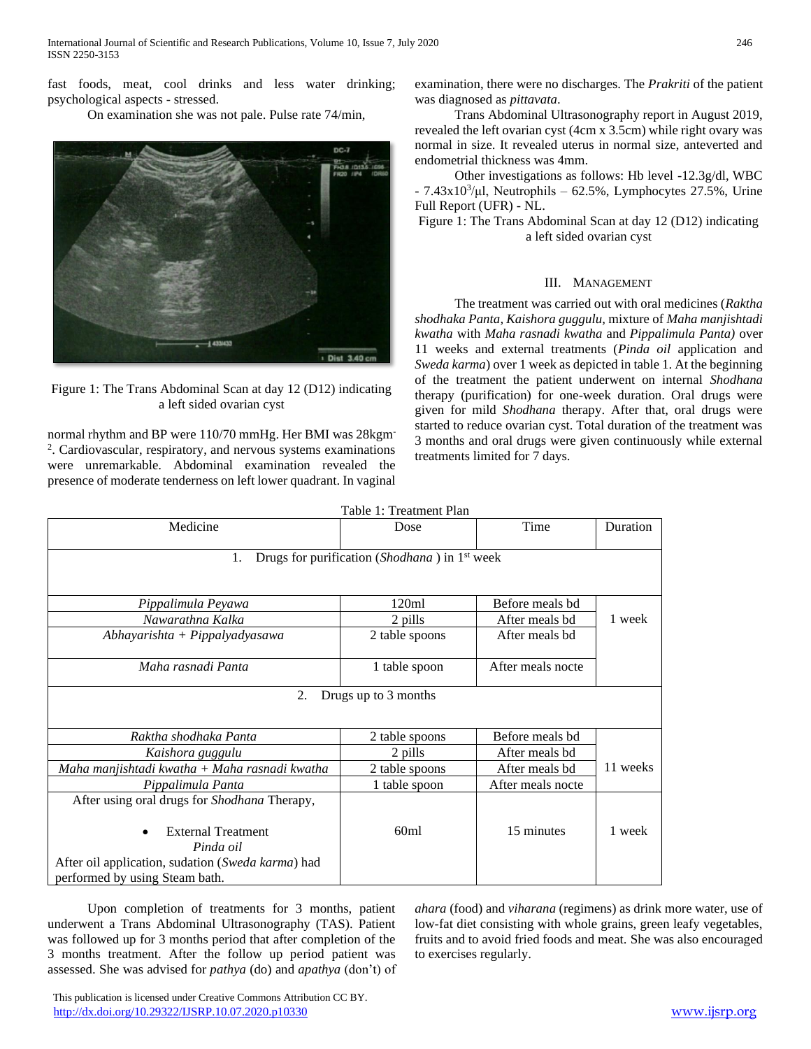fast foods, meat, cool drinks and less water drinking; psychological aspects - stressed.

On examination she was not pale. Pulse rate 74/min,

Figure 1: The Trans Abdominal Scan at day 12 (D12) indicating a left sided ovarian cyst

normal rhythm and BP were 110/70 mmHg. Her BMI was 28kgm$^{-2}$. Cardiovascular, respiratory, and nervous systems examinations were unremarkable. Abdominal examination revealed the presence of moderate tenderness on left lower quadrant. In vaginal examination, there were no discharges. The *Prakriti* of the patient was diagnosed as *pittavata*.

Trans Abdominal Ultrasonography report in August 2019, revealed the left ovarian cyst (4cm x 3.5cm) while right ovary was normal in size. It revealed uterus in normal size, anteverted and endometrial thickness was 4mm.

Other investigations as follows: Hb level -12.3g/dl, WBC - 7.43x10$^{3}$/μl, Neutrophils – 62.5%, Lymphocytes 27.5%, Urine Full Report (UFR) - NL.

Figure 1: The Trans Abdominal Scan at day 12 (D12) indicating a left sided ovarian cyst

## III. Management

The treatment was carried out with oral medicines (*Raktha shodhaka Panta*, *Kaishora guggulu*, mixture of *Maha manjishtadi kwatha* with *Maha rasnadi kwatha* and *Pippalimula Panta)* over 11 weeks and external treatments (*Pinda oil* application and *Sweda karma*) over 1 week as depicted in table 1. At the beginning of the treatment the patient underwent on internal *Shodhana* therapy (purification) for one-week duration. Oral drugs were given for mild *Shodhana* therapy. After that, oral drugs were started to reduce ovarian cyst. Total duration of the treatment was 3 months and oral drugs were given continuously while external treatments limited for 7 days.

Table 1: Treatment Plan

| Medicine | Dose | Time | Duration |
|---|---|---|---|
| 1. Drugs for purification (*Shodhana* ) in 1st week | | | |
| *Pippalimula Peyawa* | 120ml | Before meals bd | 1 week |
| *Nawarathna Kalka* | 2 pills | After meals bd | |
| *Abhayarishta + Pippalyadyasawa* | 2 table spoons | After meals bd | |
| *Maha rasnadi Panta* | 1 table spoon | After meals nocte | |
| 2. Drugs up to 3 months | | | |
| *Raktha shodhaka Panta* | 2 table spoons | Before meals bd | 11 weeks |
| *Kaishora guggulu* | 2 pills | After meals bd | |
| *Maha manjishtadi kwatha + Maha rasnadi kwatha* | 2 table spoons | After meals bd | |
| *Pippalimula Panta* | 1 table spoon | After meals nocte | |
| After using oral drugs for *Shodhana* Therapy, • External Treatment *Pinda oil* After oil application, sudation (*Sweda karma*) had performed by using Steam bath. | 60ml | 15 minutes | 1 week |

Upon completion of treatments for 3 months, patient underwent a Trans Abdominal Ultrasonography (TAS). Patient was followed up for 3 months period that after completion of the 3 months treatment. After the follow up period patient was assessed. She was advised for *pathya* (do) and *apathya* (don't) of *ahara* (food) and *viharana* (regimens) as drink more water, use of low-fat diet consisting with whole grains, green leafy vegetables, fruits and to avoid fried foods and meat. She was also encouraged to exercises regularly.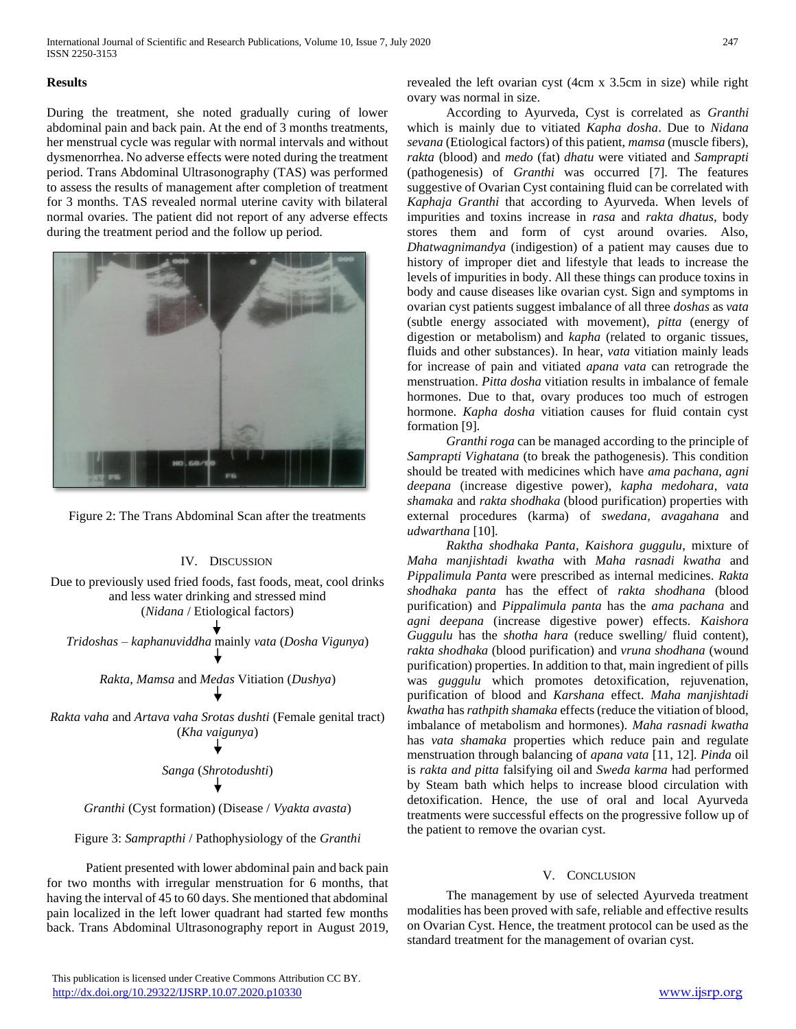## Results

During the treatment, she noted gradually curing of lower abdominal pain and back pain. At the end of 3 months treatments, her menstrual cycle was regular with normal intervals and without dysmenorrhea. No adverse effects were noted during the treatment period. Trans Abdominal Ultrasonography (TAS) was performed to assess the results of management after completion of treatment for 3 months. TAS revealed normal uterine cavity with bilateral normal ovaries. The patient did not report of any adverse effects during the treatment period and the follow up period.

Figure 2: The Trans Abdominal Scan after the treatments

## IV. Discussion

Due to previously used fried foods, fast foods, meat, cool drinks and less water drinking and stressed mind
(*Nidana* / Etiological factors)

↓

*Tridoshas – kaphanuviddha* mainly *vata* (*Dosha Vigunya*)

↓

*Rakta*, *Mamsa* and *Medas* Vitiation (*Dushya*)

↓

*Rakta vaha* and *Artava vaha Srotas dushti* (Female genital tract) (*Kha vaigunya*)

↓

*Sanga* (*Shrotodushti*)

↓

*Granthi* (Cyst formation) (Disease / *Vyakta avasta*)

Figure 3: *Samprapthi* / Pathophysiology of the *Granthi*

Patient presented with lower abdominal pain and back pain for two months with irregular menstruation for 6 months, that having the interval of 45 to 60 days. She mentioned that abdominal pain localized in the left lower quadrant had started few months back. Trans Abdominal Ultrasonography report in August 2019, revealed the left ovarian cyst (4cm x 3.5cm in size) while right ovary was normal in size.

According to Ayurveda, Cyst is correlated as *Granthi* which is mainly due to vitiated *Kapha dosha*. Due to *Nidana sevana* (Etiological factors) of this patient, *mamsa* (muscle fibers), *rakta* (blood) and *medo* (fat) *dhatu* were vitiated and *Samprapti* (pathogenesis) of *Granthi* was occurred [7]. The features suggestive of Ovarian Cyst containing fluid can be correlated with *Kaphaja Granthi* that according to Ayurveda. When levels of impurities and toxins increase in *rasa* and *rakta dhatus*, body stores them and form of cyst around ovaries. Also, *Dhatwagnimandya* (indigestion) of a patient may causes due to history of improper diet and lifestyle that leads to increase the levels of impurities in body. All these things can produce toxins in body and cause diseases like ovarian cyst. Sign and symptoms in ovarian cyst patients suggest imbalance of all three *doshas* as *vata* (subtle energy associated with movement), *pitta* (energy of digestion or metabolism) and *kapha* (related to organic tissues, fluids and other substances). In hear, *vata* vitiation mainly leads for increase of pain and vitiated *apana vata* can retrograde the menstruation. *Pitta dosha* vitiation results in imbalance of female hormones. Due to that, ovary produces too much of estrogen hormone. *Kapha dosha* vitiation causes for fluid contain cyst formation [9].

*Granthi roga* can be managed according to the principle of *Samprapti Vighatana* (to break the pathogenesis). This condition should be treated with medicines which have *ama pachana*, *agni deepana* (increase digestive power), *kapha medohara*, *vata shamaka* and *rakta shodhaka* (blood purification) properties with external procedures (karma) of *swedana*, *avagahana* and *udwarthana* [10].

*Raktha shodhaka Panta*, *Kaishora guggulu*, mixture of *Maha manjishtadi kwatha* with *Maha rasnadi kwatha* and *Pippalimula Panta* were prescribed as internal medicines. *Rakta shodhaka panta* has the effect of *rakta shodhana* (blood purification) and *Pippalimula panta* has the *ama pachana* and *agni deepana* (increase digestive power) effects. *Kaishora Guggulu* has the *shotha hara* (reduce swelling/ fluid content), *rakta shodhaka* (blood purification) and *vruna shodhana* (wound purification) properties. In addition to that, main ingredient of pills was *guggulu* which promotes detoxification, rejuvenation, purification of blood and *Karshana* effect. *Maha manjishtadi kwatha* has *rathpith shamaka* effects (reduce the vitiation of blood, imbalance of metabolism and hormones). *Maha rasnadi kwatha* has *vata shamaka* properties which reduce pain and regulate menstruation through balancing of *apana vata* [11, 12]. *Pinda* oil is *rakta and pitta* falsifying oil and *Sweda karma* had performed by Steam bath which helps to increase blood circulation with detoxification. Hence, the use of oral and local Ayurveda treatments were successful effects on the progressive follow up of the patient to remove the ovarian cyst.

## V. Conclusion

The management by use of selected Ayurveda treatment modalities has been proved with safe, reliable and effective results on Ovarian Cyst. Hence, the treatment protocol can be used as the standard treatment for the management of ovarian cyst.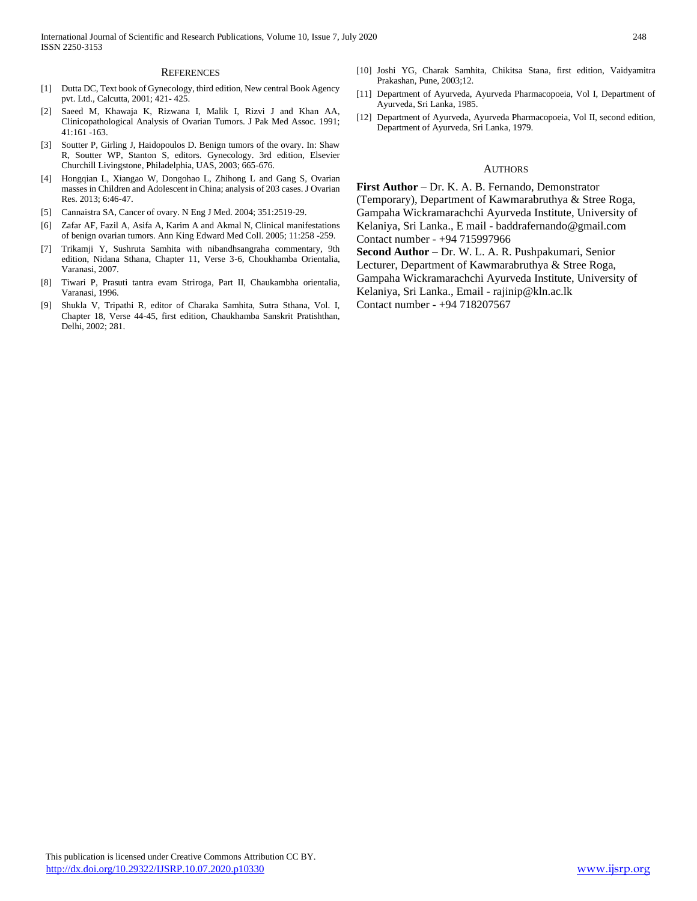## REFERENCES

[1] Dutta DC, Text book of Gynecology, third edition, New central Book Agency pvt. Ltd., Calcutta, 2001; 421- 425.

[2] Saeed M, Khawaja K, Rizwana I, Malik I, Rizvi J and Khan AA, Clinicopathological Analysis of Ovarian Tumors. J Pak Med Assoc. 1991; 41:161 -163.

[3] Soutter P, Girling J, Haidopoulos D. Benign tumors of the ovary. In: Shaw R, Soutter WP, Stanton S, editors. Gynecology. 3rd edition, Elsevier Churchill Livingstone, Philadelphia, UAS, 2003; 665-676.

[4] Hongqian L, Xiangao W, Dongohao L, Zhihong L and Gang S, Ovarian masses in Children and Adolescent in China; analysis of 203 cases. J Ovarian Res. 2013; 6:46-47.

[5] Cannaistra SA, Cancer of ovary. N Eng J Med. 2004; 351:2519-29.

[6] Zafar AF, Fazil A, Asifa A, Karim A and Akmal N, Clinical manifestations of benign ovarian tumors. Ann King Edward Med Coll. 2005; 11:258 -259.

[7] Trikamji Y, Sushruta Samhita with nibandhsangraha commentary, 9th edition, Nidana Sthana, Chapter 11, Verse 3-6, Choukhamba Orientalia, Varanasi, 2007.

[8] Tiwari P, Prasuti tantra evam Striroga, Part II, Chaukambha orientalia, Varanasi, 1996.

[9] Shukla V, Tripathi R, editor of Charaka Samhita, Sutra Sthana, Vol. I, Chapter 18, Verse 44-45, first edition, Chaukhamba Sanskrit Pratishthan, Delhi, 2002; 281.

[10] Joshi YG, Charak Samhita, Chikitsa Stana, first edition, Vaidyamitra Prakashan, Pune, 2003;12.

[11] Department of Ayurveda, Ayurveda Pharmacopoeia, Vol I, Department of Ayurveda, Sri Lanka, 1985.

[12] Department of Ayurveda, Ayurveda Pharmacopoeia, Vol II, second edition, Department of Ayurveda, Sri Lanka, 1979.

## AUTHORS

**First Author** – Dr. K. A. B. Fernando, Demonstrator (Temporary), Department of Kawmarabruthya & Stree Roga, Gampaha Wickramarachchi Ayurveda Institute, University of Kelaniya, Sri Lanka., E mail - baddrafernando@gmail.com Contact number - +94 715997966

**Second Author** – Dr. W. L. A. R. Pushpakumari, Senior Lecturer, Department of Kawmarabruthya & Stree Roga, Gampaha Wickramarachchi Ayurveda Institute, University of Kelaniya, Sri Lanka., Email - rajinip@kln.ac.lk Contact number - +94 718207567